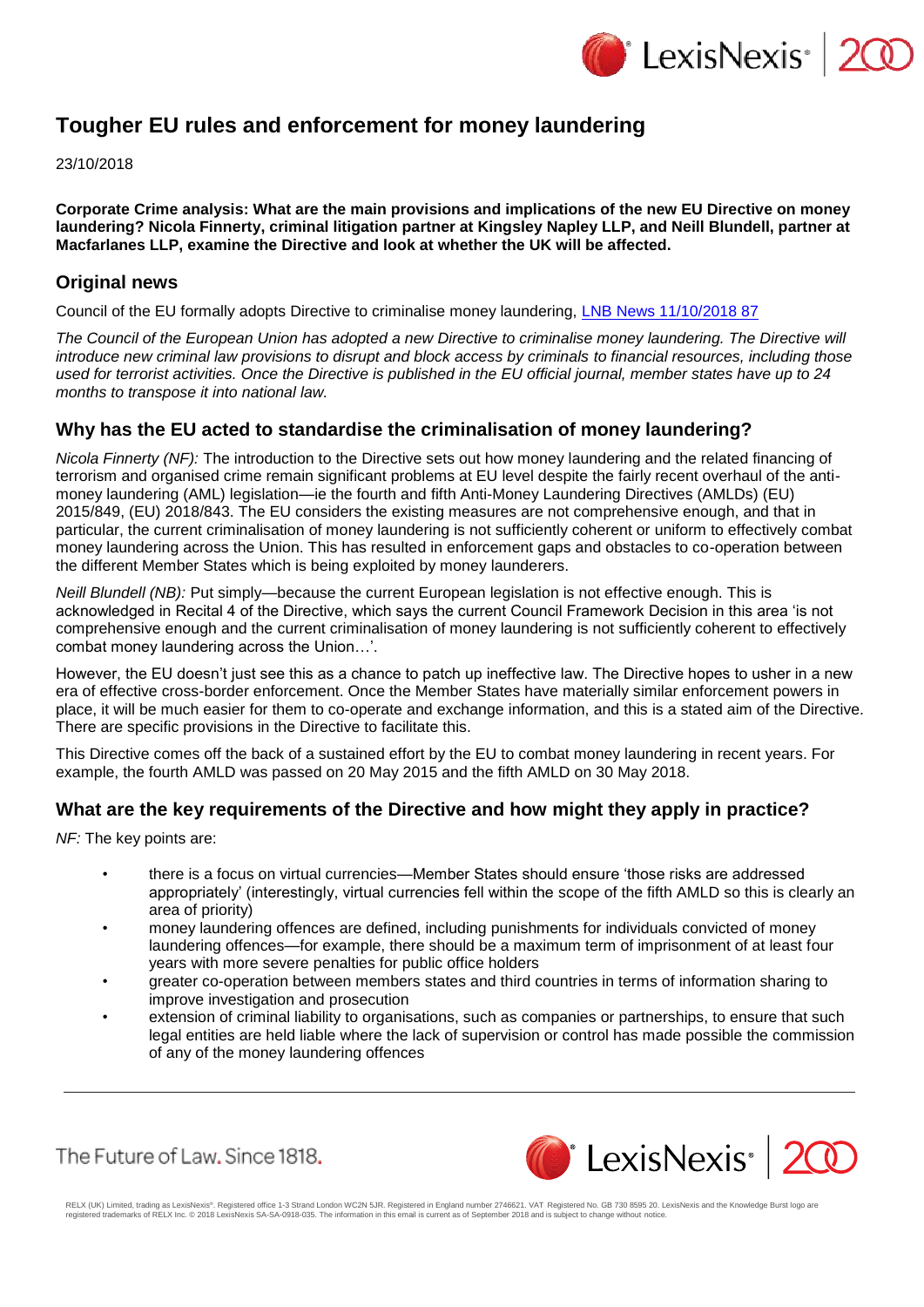# Tougher EU rules and enforcement for money laundering

23/10/2018

**Corporate Crime analysis: What are the main provisions and implications of the new EU Directive on money laundering? Nicola Finnerty, criminal litigation partner at Kingsley Napley LLP, and Neill Blundell, partner at Macfarlanes LLP, examine the Directive and look at whether the UK will be affected.**

## Original news

Council of the EU formally adopts Directive to criminalise money laundering, LNB News 11/10/2018 87

*The Council of the European Union has adopted a new Directive to criminalise money laundering. The Directive will introduce new criminal law provisions to disrupt and block access by criminals to financial resources, including those used for terrorist activities. Once the Directive is published in the EU official journal, member states have up to 24 months to transpose it into national law.*

## Why has the EU acted to standardise the criminalisation of money laundering?

*Nicola Finnerty (NF):* The introduction to the Directive sets out how money laundering and the related financing of terrorism and organised crime remain significant problems at EU level despite the fairly recent overhaul of the anti-money laundering (AML) legislation—ie the fourth and fifth Anti-Money Laundering Directives (AMLDs) (EU) 2015/849, (EU) 2018/843. The EU considers the existing measures are not comprehensive enough, and that in particular, the current criminalisation of money laundering is not sufficiently coherent or uniform to effectively combat money laundering across the Union. This has resulted in enforcement gaps and obstacles to co-operation between the different Member States which is being exploited by money launderers.

*Neill Blundell (NB):* Put simply—because the current European legislation is not effective enough. This is acknowledged in Recital 4 of the Directive, which says the current Council Framework Decision in this area 'is not comprehensive enough and the current criminalisation of money laundering is not sufficiently coherent to effectively combat money laundering across the Union…'.

However, the EU doesn't just see this as a chance to patch up ineffective law. The Directive hopes to usher in a new era of effective cross-border enforcement. Once the Member States have materially similar enforcement powers in place, it will be much easier for them to co-operate and exchange information, and this is a stated aim of the Directive. There are specific provisions in the Directive to facilitate this.

This Directive comes off the back of a sustained effort by the EU to combat money laundering in recent years. For example, the fourth AMLD was passed on 20 May 2015 and the fifth AMLD on 30 May 2018.

## What are the key requirements of the Directive and how might they apply in practice?

*NF:* The key points are:

- there is a focus on virtual currencies—Member States should ensure 'those risks are addressed appropriately' (interestingly, virtual currencies fell within the scope of the fifth AMLD so this is clearly an area of priority)
- money laundering offences are defined, including punishments for individuals convicted of money laundering offences—for example, there should be a maximum term of imprisonment of at least four years with more severe penalties for public office holders
- greater co-operation between members states and third countries in terms of information sharing to improve investigation and prosecution
- extension of criminal liability to organisations, such as companies or partnerships, to ensure that such legal entities are held liable where the lack of supervision or control has made possible the commission of any of the money laundering offences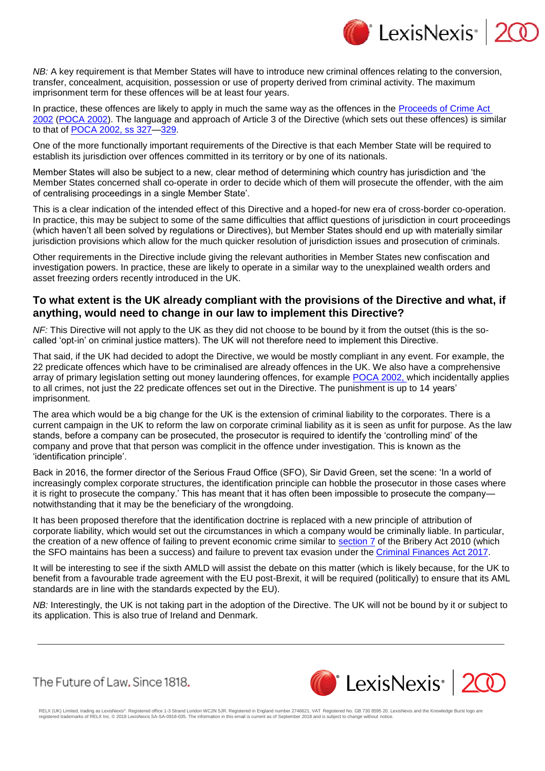*NB:* A key requirement is that Member States will have to introduce new criminal offences relating to the conversion, transfer, concealment, acquisition, possession or use of property derived from criminal activity. The maximum imprisonment term for these offences will be at least four years.

In practice, these offences are likely to apply in much the same way as the offences in the Proceeds of Crime Act 2002 (POCA 2002). The language and approach of Article 3 of the Directive (which sets out these offences) is similar to that of POCA 2002, ss 327—329.

One of the more functionally important requirements of the Directive is that each Member State will be required to establish its jurisdiction over offences committed in its territory or by one of its nationals.

Member States will also be subject to a new, clear method of determining which country has jurisdiction and 'the Member States concerned shall co-operate in order to decide which of them will prosecute the offender, with the aim of centralising proceedings in a single Member State'.

This is a clear indication of the intended effect of this Directive and a hoped-for new era of cross-border co-operation. In practice, this may be subject to some of the same difficulties that afflict questions of jurisdiction in court proceedings (which haven't all been solved by regulations or Directives), but Member States should end up with materially similar jurisdiction provisions which allow for the much quicker resolution of jurisdiction issues and prosecution of criminals.

Other requirements in the Directive include giving the relevant authorities in Member States new confiscation and investigation powers. In practice, these are likely to operate in a similar way to the unexplained wealth orders and asset freezing orders recently introduced in the UK.

## To what extent is the UK already compliant with the provisions of the Directive and what, if anything, would need to change in our law to implement this Directive?

*NF:* This Directive will not apply to the UK as they did not choose to be bound by it from the outset (this is the so-called 'opt-in' on criminal justice matters). The UK will not therefore need to implement this Directive.

That said, if the UK had decided to adopt the Directive, we would be mostly compliant in any event. For example, the 22 predicate offences which have to be criminalised are already offences in the UK. We also have a comprehensive array of primary legislation setting out money laundering offences, for example POCA 2002, which incidentally applies to all crimes, not just the 22 predicate offences set out in the Directive. The punishment is up to 14 years' imprisonment.

The area which would be a big change for the UK is the extension of criminal liability to the corporates. There is a current campaign in the UK to reform the law on corporate criminal liability as it is seen as unfit for purpose. As the law stands, before a company can be prosecuted, the prosecutor is required to identify the 'controlling mind' of the company and prove that that person was complicit in the offence under investigation. This is known as the 'identification principle'.

Back in 2016, the former director of the Serious Fraud Office (SFO), Sir David Green, set the scene: 'In a world of increasingly complex corporate structures, the identification principle can hobble the prosecutor in those cases where it is right to prosecute the company.' This has meant that it has often been impossible to prosecute the company—notwithstanding that it may be the beneficiary of the wrongdoing.

It has been proposed therefore that the identification doctrine is replaced with a new principle of attribution of corporate liability, which would set out the circumstances in which a company would be criminally liable. In particular, the creation of a new offence of failing to prevent economic crime similar to section 7 of the Bribery Act 2010 (which the SFO maintains has been a success) and failure to prevent tax evasion under the Criminal Finances Act 2017.

It will be interesting to see if the sixth AMLD will assist the debate on this matter (which is likely because, for the UK to benefit from a favourable trade agreement with the EU post-Brexit, it will be required (politically) to ensure that its AML standards are in line with the standards expected by the EU).

*NB:* Interestingly, the UK is not taking part in the adoption of the Directive. The UK will not be bound by it or subject to its application. This is also true of Ireland and Denmark.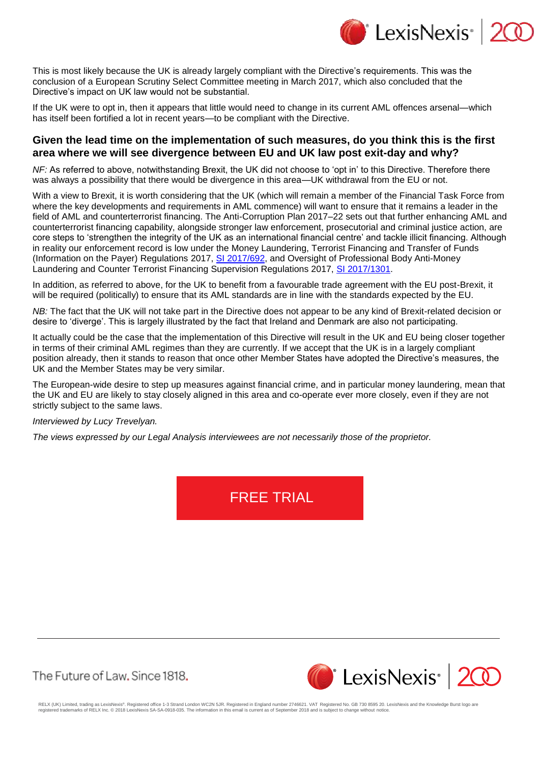This is most likely because the UK is already largely compliant with the Directive's requirements. This was the conclusion of a European Scrutiny Select Committee meeting in March 2017, which also concluded that the Directive's impact on UK law would not be substantial.

If the UK were to opt in, then it appears that little would need to change in its current AML offences arsenal—which has itself been fortified a lot in recent years—to be compliant with the Directive.

## Given the lead time on the implementation of such measures, do you think this is the first area where we will see divergence between EU and UK law post exit-day and why?

*NF:* As referred to above, notwithstanding Brexit, the UK did not choose to 'opt in' to this Directive. Therefore there was always a possibility that there would be divergence in this area—UK withdrawal from the EU or not.

With a view to Brexit, it is worth considering that the UK (which will remain a member of the Financial Task Force from where the key developments and requirements in AML commence) will want to ensure that it remains a leader in the field of AML and counterterrorist financing. The Anti-Corruption Plan 2017–22 sets out that further enhancing AML and counterterrorist financing capability, alongside stronger law enforcement, prosecutorial and criminal justice action, are core steps to 'strengthen the integrity of the UK as an international financial centre' and tackle illicit financing. Although in reality our enforcement record is low under the Money Laundering, Terrorist Financing and Transfer of Funds (Information on the Payer) Regulations 2017, SI 2017/692, and Oversight of Professional Body Anti-Money Laundering and Counter Terrorist Financing Supervision Regulations 2017, SI 2017/1301.

In addition, as referred to above, for the UK to benefit from a favourable trade agreement with the EU post-Brexit, it will be required (politically) to ensure that its AML standards are in line with the standards expected by the EU.

*NB:* The fact that the UK will not take part in the Directive does not appear to be any kind of Brexit-related decision or desire to 'diverge'. This is largely illustrated by the fact that Ireland and Denmark are also not participating.

It actually could be the case that the implementation of this Directive will result in the UK and EU being closer together in terms of their criminal AML regimes than they are currently. If we accept that the UK is in a largely compliant position already, then it stands to reason that once other Member States have adopted the Directive's measures, the UK and the Member States may be very similar.

The European-wide desire to step up measures against financial crime, and in particular money laundering, mean that the UK and EU are likely to stay closely aligned in this area and co-operate ever more closely, even if they are not strictly subject to the same laws.

*Interviewed by Lucy Trevelyan.*

*The views expressed by our Legal Analysis interviewees are not necessarily those of the proprietor.*

FREE TRIAL

The Future of Law. Since 1818.

RELX (UK) Limited, trading as LexisNexis®. Registered office 1-3 Strand London WC2N 5JR. Registered in England number 2746621. VAT Registered No. GB 730 8595 20. LexisNexis and the Knowledge Burst logo are registered trademarks of RELX Inc. © 2018 LexisNexis SA-SA-0918-035. The information in this email is current as of September 2018 and is subject to change without notice.